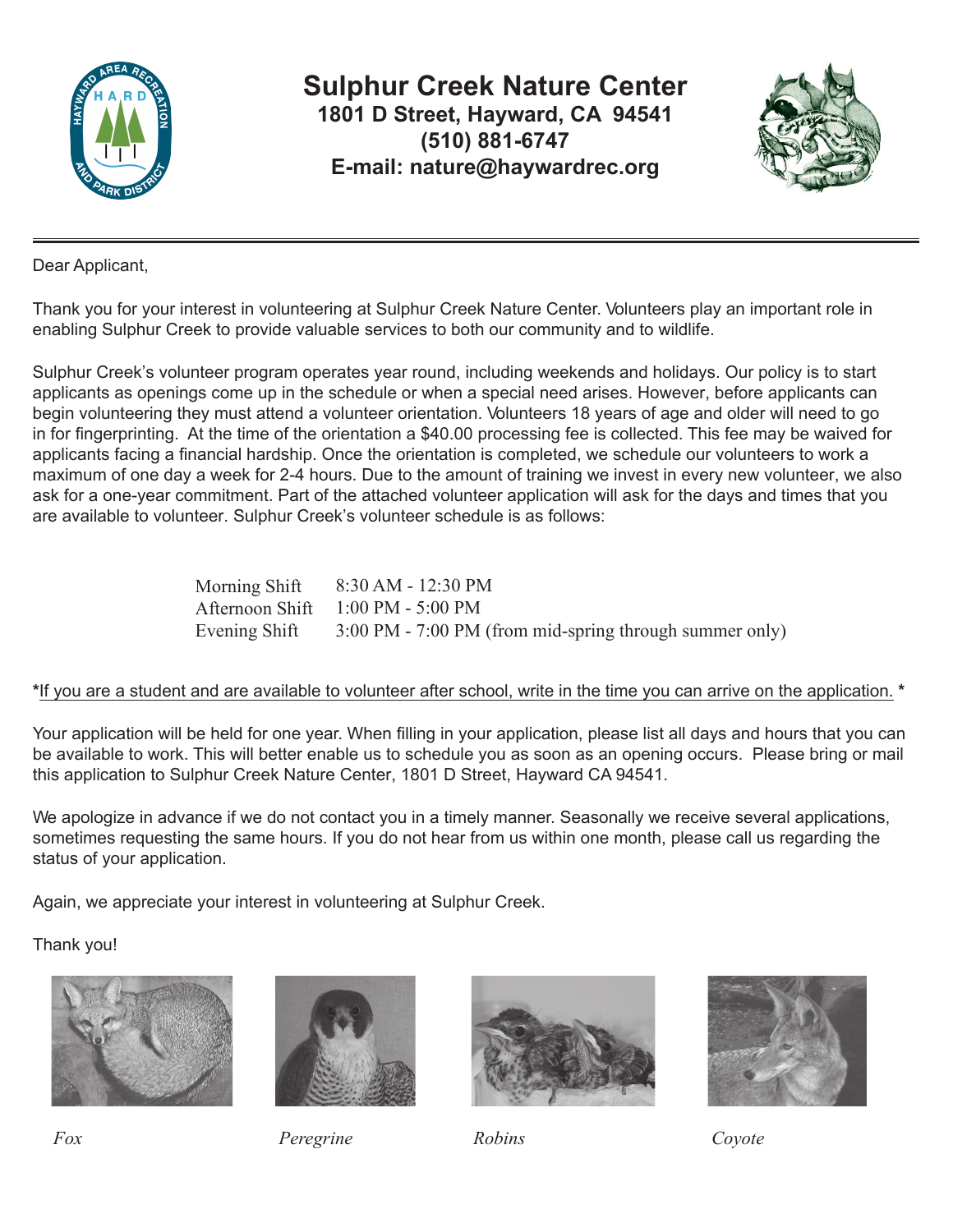# Sulphur Creek Nature Center

**1801 D Street, Hayward, CA 94541**
**(510) 881-6747**
**E-mail: nature@haywardrec.org**

---

Dear Applicant,

Thank you for your interest in volunteering at Sulphur Creek Nature Center. Volunteers play an important role in enabling Sulphur Creek to provide valuable services to both our community and to wildlife.

Sulphur Creek's volunteer program operates year round, including weekends and holidays. Our policy is to start applicants as openings come up in the schedule or when a special need arises. However, before applicants can begin volunteering they must attend a volunteer orientation. Volunteers 18 years of age and older will need to go in for fingerprinting. At the time of the orientation a $40.00 processing fee is collected. This fee may be waived for applicants facing a financial hardship. Once the orientation is completed, we schedule our volunteers to work a maximum of one day a week for 2-4 hours. Due to the amount of training we invest in every new volunteer, we also ask for a one-year commitment. Part of the attached volunteer application will ask for the days and times that you are available to volunteer. Sulphur Creek's volunteer schedule is as follows:

| | |
|---|---|
| Morning Shift | 8:30 AM - 12:30 PM |
| Afternoon Shift | 1:00 PM - 5:00 PM |
| Evening Shift | 3:00 PM - 7:00 PM (from mid-spring through summer only) |

\*If you are a student and are available to volunteer after school, write in the time you can arrive on the application. \*

Your application will be held for one year. When filling in your application, please list all days and hours that you can be available to work. This will better enable us to schedule you as soon as an opening occurs. Please bring or mail this application to Sulphur Creek Nature Center, 1801 D Street, Hayward CA 94541.

We apologize in advance if we do not contact you in a timely manner. Seasonally we receive several applications, sometimes requesting the same hours. If you do not hear from us within one month, please call us regarding the status of your application.

Again, we appreciate your interest in volunteering at Sulphur Creek.

Thank you!

*Fox* *Peregrine* *Robins* *Coyote*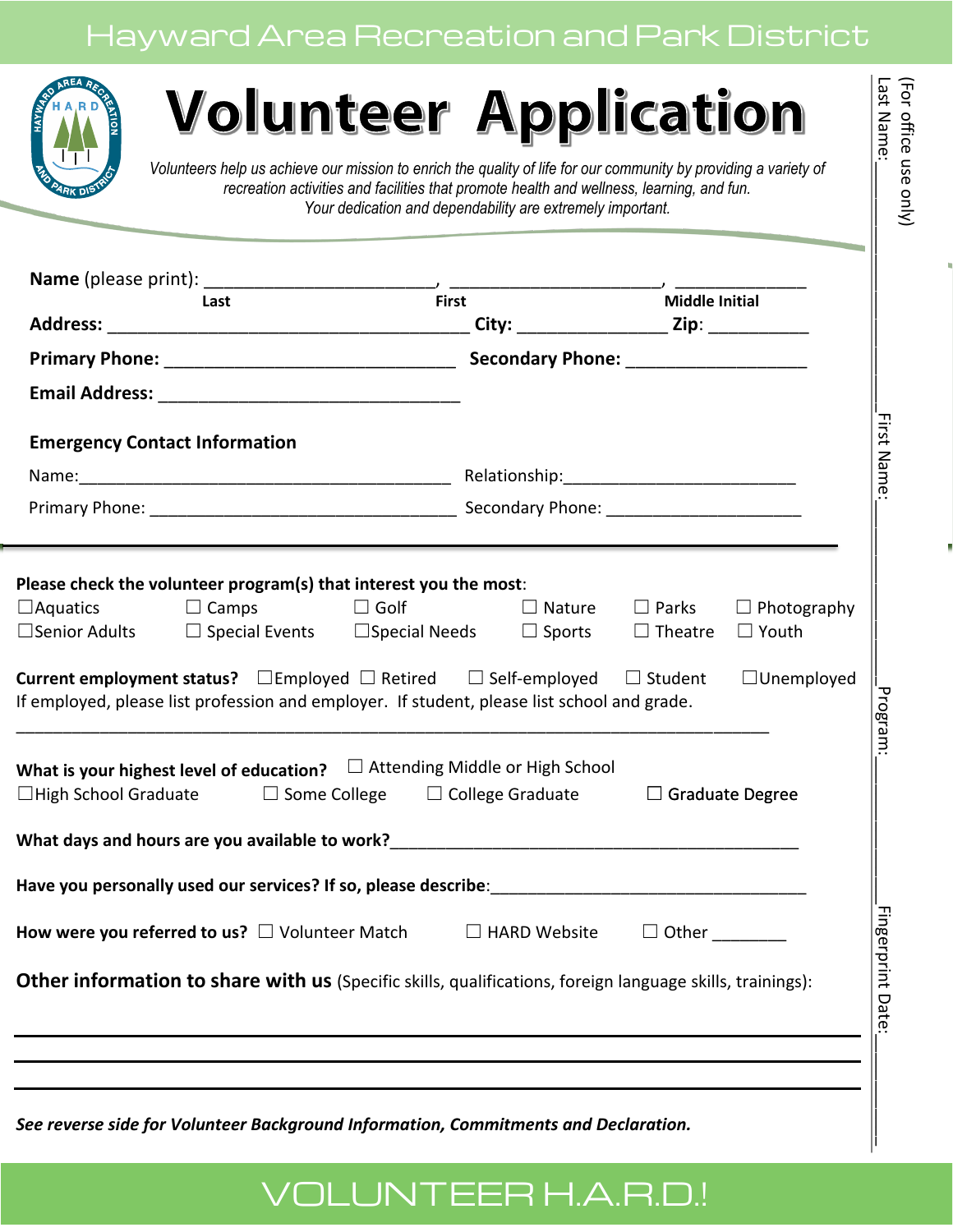# Hayward Area Recreation and Park District

# Volunteer Application

*Volunteers help us achieve our mission to enrich the quality of life for our community by providing a variety of recreation activities and facilities that promote health and wellness, learning, and fun. Your dedication and dependability are extremely important.*

**Name** (please print): ______________________, ______________________, _____________
Last / First / Middle Initial

**Address:** ________________________________________ **City:** ________________ **Zip:** ___________

**Primary Phone:** ______________________________ **Secondary Phone:** __________________

**Email Address:** _______________________________

**Emergency Contact Information**

Name: ________________________________________ Relationship: _________________________

Primary Phone: _________________________________ Secondary Phone: _____________________

---

**Please check the volunteer program(s) that interest you the most:**

☐ Aquatics ☐ Camps ☐ Golf ☐ Nature ☐ Parks ☐ Photography
☐ Senior Adults ☐ Special Events ☐ Special Needs ☐ Sports ☐ Theatre ☐ Youth

**Current employment status?** ☐ Employed ☐ Retired ☐ Self-employed ☐ Student ☐ Unemployed

If employed, please list profession and employer. If student, please list school and grade.

_______________________________________________________________________________

**What is your highest level of education?** ☐ Attending Middle or High School
☐ High School Graduate ☐ Some College ☐ College Graduate ☐ Graduate Degree

**What days and hours are you available to work?** _____________________________________________

**Have you personally used our services? If so, please describe:** ___________________________________

**How were you referred to us?** ☐ Volunteer Match ☐ HARD Website ☐ Other ________

**Other information to share with us** (Specific skills, qualifications, foreign language skills, trainings):

_______________________________________________________________________________

_______________________________________________________________________________

_______________________________________________________________________________

***See reverse side for Volunteer Background Information, Commitments and Declaration.***

(For office use only)
Last Name: ____________ First Name: ____________ Program: ____________ Fingerprint Date: ____________

VOLUNTEER H.A.R.D.!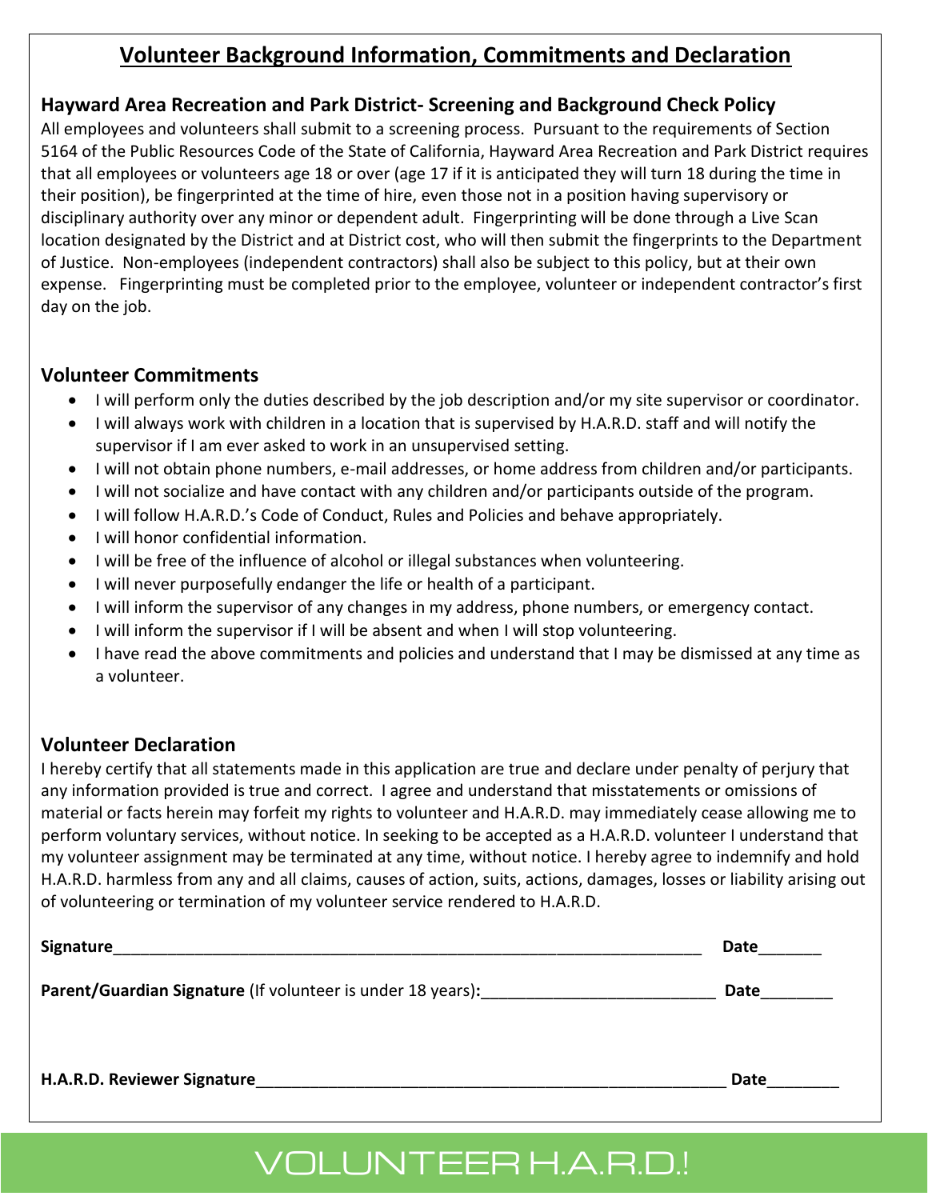## Volunteer Background Information, Commitments and Declaration

### Hayward Area Recreation and Park District- Screening and Background Check Policy

All employees and volunteers shall submit to a screening process. Pursuant to the requirements of Section 5164 of the Public Resources Code of the State of California, Hayward Area Recreation and Park District requires that all employees or volunteers age 18 or over (age 17 if it is anticipated they will turn 18 during the time in their position), be fingerprinted at the time of hire, even those not in a position having supervisory or disciplinary authority over any minor or dependent adult. Fingerprinting will be done through a Live Scan location designated by the District and at District cost, who will then submit the fingerprints to the Department of Justice. Non-employees (independent contractors) shall also be subject to this policy, but at their own expense. Fingerprinting must be completed prior to the employee, volunteer or independent contractor's first day on the job.

### Volunteer Commitments

- I will perform only the duties described by the job description and/or my site supervisor or coordinator.
- I will always work with children in a location that is supervised by H.A.R.D. staff and will notify the supervisor if I am ever asked to work in an unsupervised setting.
- I will not obtain phone numbers, e-mail addresses, or home address from children and/or participants.
- I will not socialize and have contact with any children and/or participants outside of the program.
- I will follow H.A.R.D.'s Code of Conduct, Rules and Policies and behave appropriately.
- I will honor confidential information.
- I will be free of the influence of alcohol or illegal substances when volunteering.
- I will never purposefully endanger the life or health of a participant.
- I will inform the supervisor of any changes in my address, phone numbers, or emergency contact.
- I will inform the supervisor if I will be absent and when I will stop volunteering.
- I have read the above commitments and policies and understand that I may be dismissed at any time as a volunteer.

### Volunteer Declaration

I hereby certify that all statements made in this application are true and declare under penalty of perjury that any information provided is true and correct. I agree and understand that misstatements or omissions of material or facts herein may forfeit my rights to volunteer and H.A.R.D. may immediately cease allowing me to perform voluntary services, without notice. In seeking to be accepted as a H.A.R.D. volunteer I understand that my volunteer assignment may be terminated at any time, without notice. I hereby agree to indemnify and hold H.A.R.D. harmless from any and all claims, causes of action, suits, actions, damages, losses or liability arising out of volunteering or termination of my volunteer service rendered to H.A.R.D.

**Signature**__________________________________________________________________ **Date**_______

**Parent/Guardian Signature** (If volunteer is under 18 years)**:**__________________________ **Date**________

**H.A.R.D. Reviewer Signature**______________________________________________________ **Date**________

VOLUNTEER H.A.R.D.!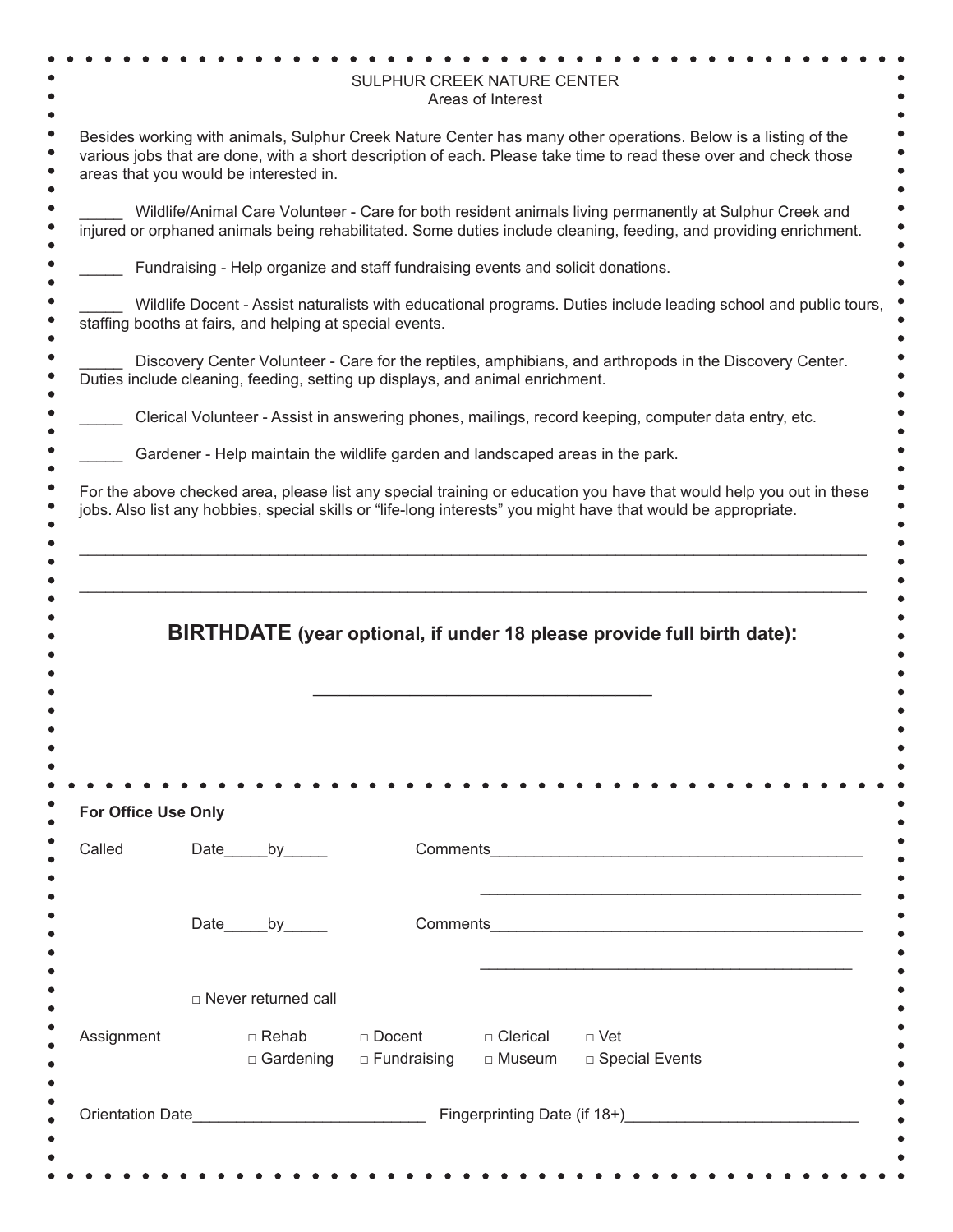SULPHUR CREEK NATURE CENTER

Areas of Interest

Besides working with animals, Sulphur Creek Nature Center has many other operations. Below is a listing of the various jobs that are done, with a short description of each. Please take time to read these over and check those areas that you would be interested in.

_____ Wildlife/Animal Care Volunteer - Care for both resident animals living permanently at Sulphur Creek and injured or orphaned animals being rehabilitated. Some duties include cleaning, feeding, and providing enrichment.

_____ Fundraising - Help organize and staff fundraising events and solicit donations.

_____ Wildlife Docent - Assist naturalists with educational programs. Duties include leading school and public tours, staffing booths at fairs, and helping at special events.

_____ Discovery Center Volunteer - Care for the reptiles, amphibians, and arthropods in the Discovery Center. Duties include cleaning, feeding, setting up displays, and animal enrichment.

_____ Clerical Volunteer - Assist in answering phones, mailings, record keeping, computer data entry, etc.

_____ Gardener - Help maintain the wildlife garden and landscaped areas in the park.

For the above checked area, please list any special training or education you have that would help you out in these jobs. Also list any hobbies, special skills or "life-long interests" you might have that would be appropriate.

_____________________________________________________________________________________

_____________________________________________________________________________________

**BIRTHDATE (year optional, if under 18 please provide full birth date):**

______________________________

**For Office Use Only**

Called Date_____by_____ Comments___________________________________________

___________________________________________

Date_____by_____ Comments___________________________________________

___________________________________________

□ Never returned call

Assignment □ Rehab □ Docent □ Clerical □ Vet

□ Gardening □ Fundraising □ Museum □ Special Events

Orientation Date__________________________ Fingerprinting Date (if 18+)__________________________